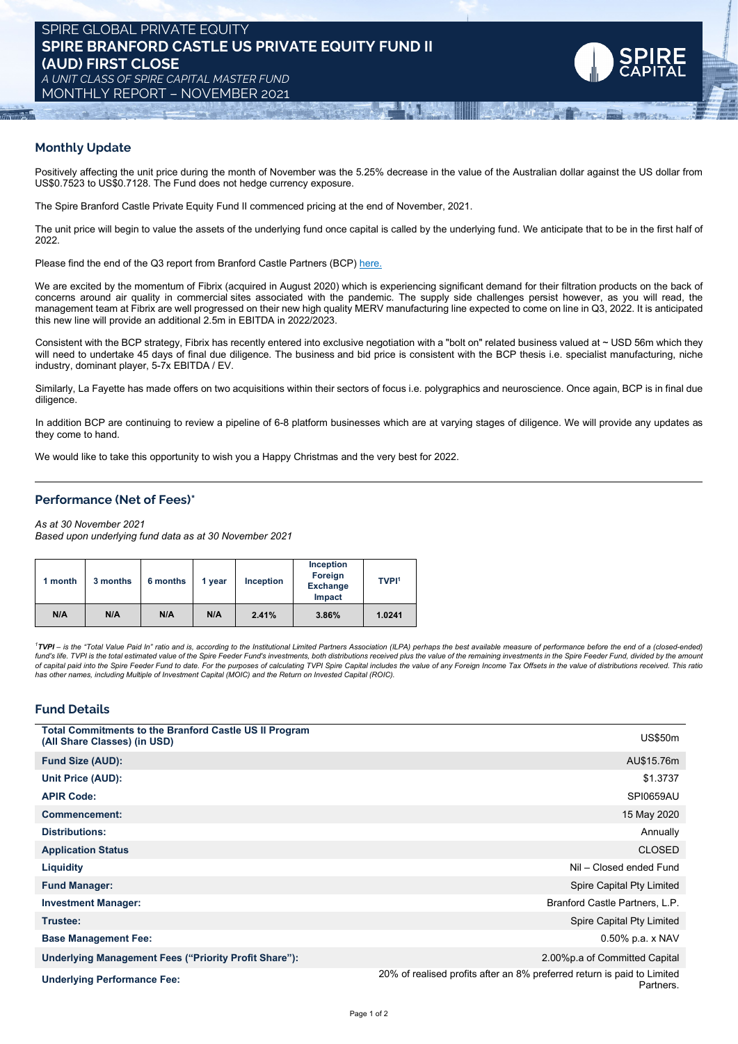# SPIRE GLOBAL PRIVATE EQUITY
# SPIRE BRANFORD CASTLE US PRIVATE EQUITY FUND II (AUD) FIRST CLOSE

*A UNIT CLASS OF SPIRE CAPITAL MASTER FUND*

MONTHLY REPORT – NOVEMBER 2021

## Monthly Update

Positively affecting the unit price during the month of November was the 5.25% decrease in the value of the Australian dollar against the US dollar from US$0.7523 to US$0.7128. The Fund does not hedge currency exposure.

The Spire Branford Castle Private Equity Fund II commenced pricing at the end of November, 2021.

The unit price will begin to value the assets of the underlying fund once capital is called by the underlying fund. We anticipate that to be in the first half of 2022.

Please find the end of the Q3 report from Branford Castle Partners (BCP) here.

We are excited by the momentum of Fibrix (acquired in August 2020) which is experiencing significant demand for their filtration products on the back of concerns around air quality in commercial sites associated with the pandemic. The supply side challenges persist however, as you will read, the management team at Fibrix are well progressed on their new high quality MERV manufacturing line expected to come on line in Q3, 2022. It is anticipated this new line will provide an additional 2.5m in EBITDA in 2022/2023.

Consistent with the BCP strategy, Fibrix has recently entered into exclusive negotiation with a "bolt on" related business valued at ~ USD 56m which they will need to undertake 45 days of final due diligence. The business and bid price is consistent with the BCP thesis i.e. specialist manufacturing, niche industry, dominant player, 5-7x EBITDA / EV.

Similarly, La Fayette has made offers on two acquisitions within their sectors of focus i.e. polygraphics and neuroscience. Once again, BCP is in final due diligence.

In addition BCP are continuing to review a pipeline of 6-8 platform businesses which are at varying stages of diligence. We will provide any updates as they come to hand.

We would like to take this opportunity to wish you a Happy Christmas and the very best for 2022.

## Performance (Net of Fees)*

*As at 30 November 2021*
*Based upon underlying fund data as at 30 November 2021*

| 1 month | 3 months | 6 months | 1 year | Inception | Inception Foreign Exchange Impact | TVPI[1] |
|---|---|---|---|---|---|---|
| N/A | N/A | N/A | N/A | 2.41% | 3.86% | 1.0241 |

*[1]**TVPI** – is the "Total Value Paid In" ratio and is, according to the Institutional Limited Partners Association (ILPA) perhaps the best available measure of performance before the end of a (closed-ended) fund's life. TVPI is the total estimated value of the Spire Feeder Fund's investments, both distributions received plus the value of the remaining investments in the Spire Feeder Fund, divided by the amount of capital paid into the Spire Feeder Fund to date. For the purposes of calculating TVPI Spire Capital includes the value of any Foreign Income Tax Offsets in the value of distributions received. This ratio has other names, including Multiple of Investment Capital (MOIC) and the Return on Invested Capital (ROIC).*

## Fund Details

| | |
|---|---|
| **Total Commitments to the Branford Castle US II Program (All Share Classes) (in USD)** | US$50m |
| **Fund Size (AUD):** | AU$15.76m |
| **Unit Price (AUD):** | $1.3737 |
| **APIR Code:** | SPI0659AU |
| **Commencement:** | 15 May 2020 |
| **Distributions:** | Annually |
| **Application Status** | CLOSED |
| **Liquidity** | Nil – Closed ended Fund |
| **Fund Manager:** | Spire Capital Pty Limited |
| **Investment Manager:** | Branford Castle Partners, L.P. |
| **Trustee:** | Spire Capital Pty Limited |
| **Base Management Fee:** | 0.50% p.a. x NAV |
| **Underlying Management Fees ("Priority Profit Share"):** | 2.00%p.a of Committed Capital |
| **Underlying Performance Fee:** | 20% of realised profits after an 8% preferred return is paid to Limited Partners. |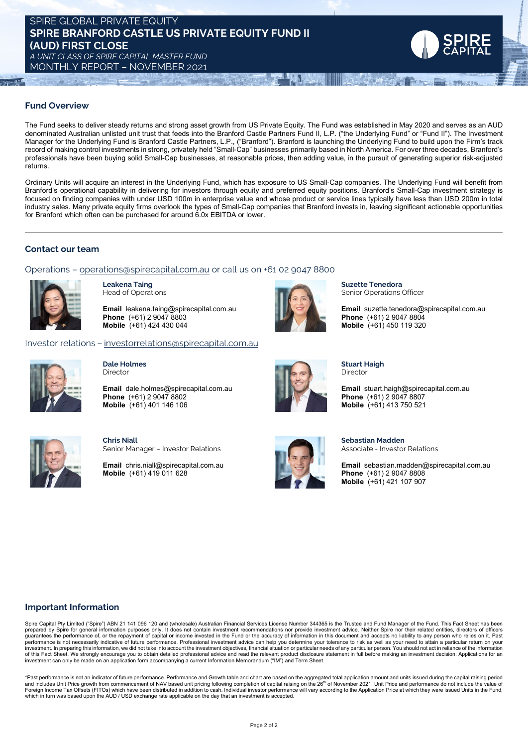SPIRE GLOBAL PRIVATE EQUITY

# SPIRE BRANFORD CASTLE US PRIVATE EQUITY FUND II (AUD) FIRST CLOSE

*A UNIT CLASS OF SPIRE CAPITAL MASTER FUND*

MONTHLY REPORT – NOVEMBER 2021

## Fund Overview

The Fund seeks to deliver steady returns and strong asset growth from US Private Equity. The Fund was established in May 2020 and serves as an AUD denominated Australian unlisted unit trust that feeds into the Branford Castle Partners Fund II, L.P. ("the Underlying Fund" or "Fund II"). The Investment Manager for the Underlying Fund is Branford Castle Partners, L.P., ("Branford"). Branford is launching the Underlying Fund to build upon the Firm's track record of making control investments in strong, privately held "Small-Cap" businesses primarily based in North America. For over three decades, Branford's professionals have been buying solid Small-Cap businesses, at reasonable prices, then adding value, in the pursuit of generating superior risk-adjusted returns.

Ordinary Units will acquire an interest in the Underlying Fund, which has exposure to US Small-Cap companies. The Underlying Fund will benefit from Branford's operational capability in delivering for investors through equity and preferred equity positions. Branford's Small-Cap investment strategy is focused on finding companies with under USD 100m in enterprise value and whose product or service lines typically have less than USD 200m in total industry sales. Many private equity firms overlook the types of Small-Cap companies that Branford invests in, leaving significant actionable opportunities for Branford which often can be purchased for around 6.0x EBITDA or lower.

## Contact our team

### Operations – operations@spirecapital.com.au or call us on +61 02 9047 8800

**Leakena Taing**
Head of Operations

**Email** leakena.taing@spirecapital.com.au
**Phone** (+61) 2 9047 8803
**Mobile** (+61) 424 430 044

**Suzette Tenedora**
Senior Operations Officer

**Email** suzette.tenedora@spirecapital.com.au
**Phone** (+61) 2 9047 8804
**Mobile** (+61) 450 119 320

### Investor relations – investorrelations@spirecapital.com.au

**Dale Holmes**
Director

**Email** dale.holmes@spirecapital.com.au
**Phone** (+61) 2 9047 8802
**Mobile** (+61) 401 146 106

**Stuart Haigh**
Director

**Email** stuart.haigh@spirecapital.com.au
**Phone** (+61) 2 9047 8807
**Mobile** (+61) 413 750 521

**Chris Niall**
Senior Manager – Investor Relations

**Email** chris.niall@spirecapital.com.au
**Mobile** (+61) 419 011 628

**Sebastian Madden**
Associate - Investor Relations

**Email** sebastian.madden@spirecapital.com.au
**Phone** (+61) 2 9047 8808
**Mobile** (+61) 421 107 907

## Important Information

Spire Capital Pty Limited ("Spire") ABN 21 141 096 120 and (wholesale) Australian Financial Services License Number 344365 is the Trustee and Fund Manager of the Fund. This Fact Sheet has been prepared by Spire for general information purposes only. It does not contain investment recommendations nor provide investment advice. Neither Spire nor their related entities, directors of officers guarantees the performance of, or the repayment of capital or income invested in the Fund or the accuracy of information in this document and accepts no liability to any person who relies on it. Past performance is not necessarily indicative of future performance. Professional investment advice can help you determine your tolerance to risk as well as your need to attain a particular return on your investment. In preparing this information, we did not take into account the investment objectives, financial situation or particular needs of any particular person. You should not act in reliance of the information of this Fact Sheet. We strongly encourage you to obtain detailed professional advice and read the relevant product disclosure statement in full before making an investment decision. Applications for an investment can only be made on an application form accompanying a current Information Memorandum ("IM") and Term Sheet.

*Past performance is not an indicator of future performance. Performance and Growth table and chart are based on the aggregated total application amount and units issued during the capital raising period and includes Unit Price growth from commencement of NAV based unit pricing following completion of capital raising on the 26th of November 2021. Unit Price and performance do not include the value of Foreign Income Tax Offsets (FITOs) which have been distributed in addition to cash. Individual investor performance will vary according to the Application Price at which they were issued Units in the Fund, which in turn was based upon the AUD / USD exchange rate applicable on the day that an investment is accepted.